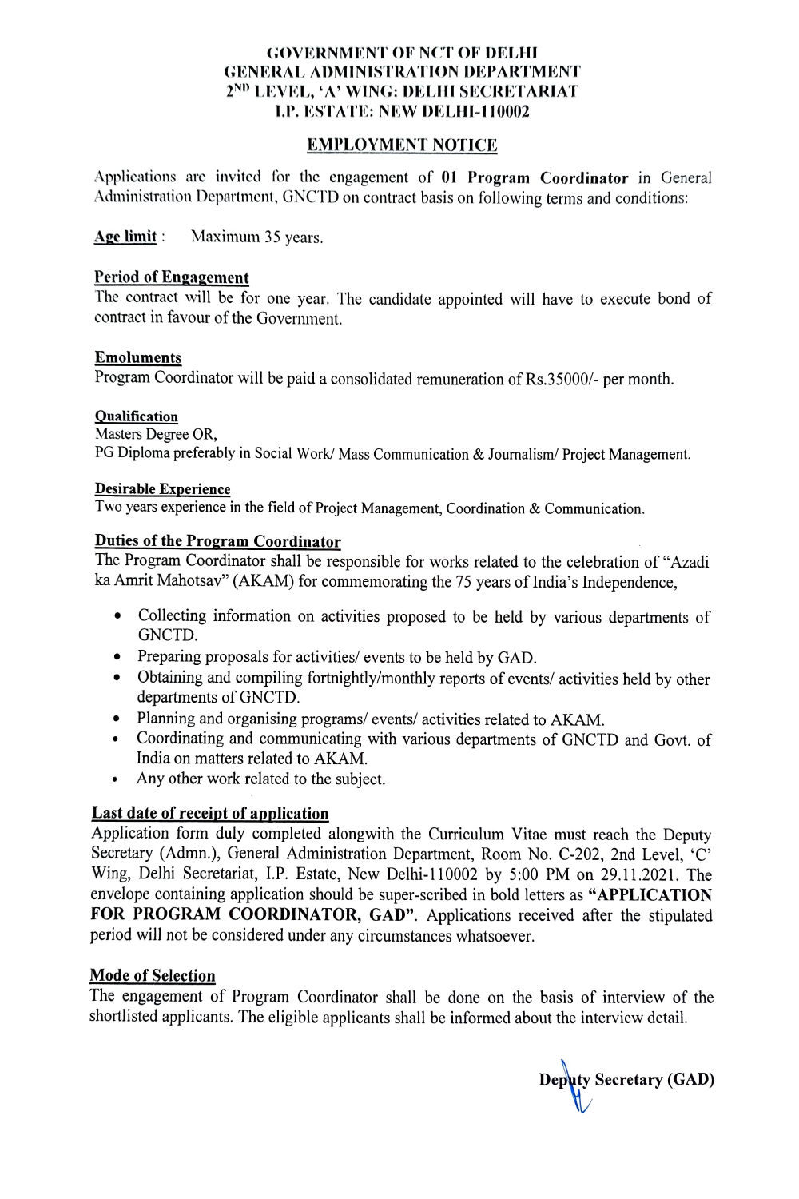**GOVERNMENT OF NCT OF DELHI**
**GENERAL ADMINISTRATION DEPARTMENT**
**2ND LEVEL, 'A' WING: DELHI SECRETARIAT**
**I.P. ESTATE: NEW DELHI-110002**

# EMPLOYMENT NOTICE

Applications are invited for the engagement of **01 Program Coordinator** in General Administration Department, GNCTD on contract basis on following terms and conditions:

**Age limit** : Maximum 35 years.

## Period of Engagement

The contract will be for one year. The candidate appointed will have to execute bond of contract in favour of the Government.

## Emoluments

Program Coordinator will be paid a consolidated remuneration of Rs.35000/- per month.

## Qualification

Masters Degree OR,
PG Diploma preferably in Social Work/ Mass Communication & Journalism/ Project Management.

## Desirable Experience

Two years experience in the field of Project Management, Coordination & Communication.

## Duties of the Program Coordinator

The Program Coordinator shall be responsible for works related to the celebration of "Azadi ka Amrit Mahotsav" (AKAM) for commemorating the 75 years of India's Independence,

- Collecting information on activities proposed to be held by various departments of GNCTD.
- Preparing proposals for activities/ events to be held by GAD.
- Obtaining and compiling fortnightly/monthly reports of events/ activities held by other departments of GNCTD.
- Planning and organising programs/ events/ activities related to AKAM.
- Coordinating and communicating with various departments of GNCTD and Govt. of India on matters related to AKAM.
- Any other work related to the subject.

## Last date of receipt of application

Application form duly completed alongwith the Curriculum Vitae must reach the Deputy Secretary (Admn.), General Administration Department, Room No. C-202, 2nd Level, 'C' Wing, Delhi Secretariat, I.P. Estate, New Delhi-110002 by 5:00 PM on 29.11.2021. The envelope containing application should be super-scribed in bold letters as **"APPLICATION FOR PROGRAM COORDINATOR, GAD"**. Applications received after the stipulated period will not be considered under any circumstances whatsoever.

## Mode of Selection

The engagement of Program Coordinator shall be done on the basis of interview of the shortlisted applicants. The eligible applicants shall be informed about the interview detail.

**Deputy Secretary (GAD)**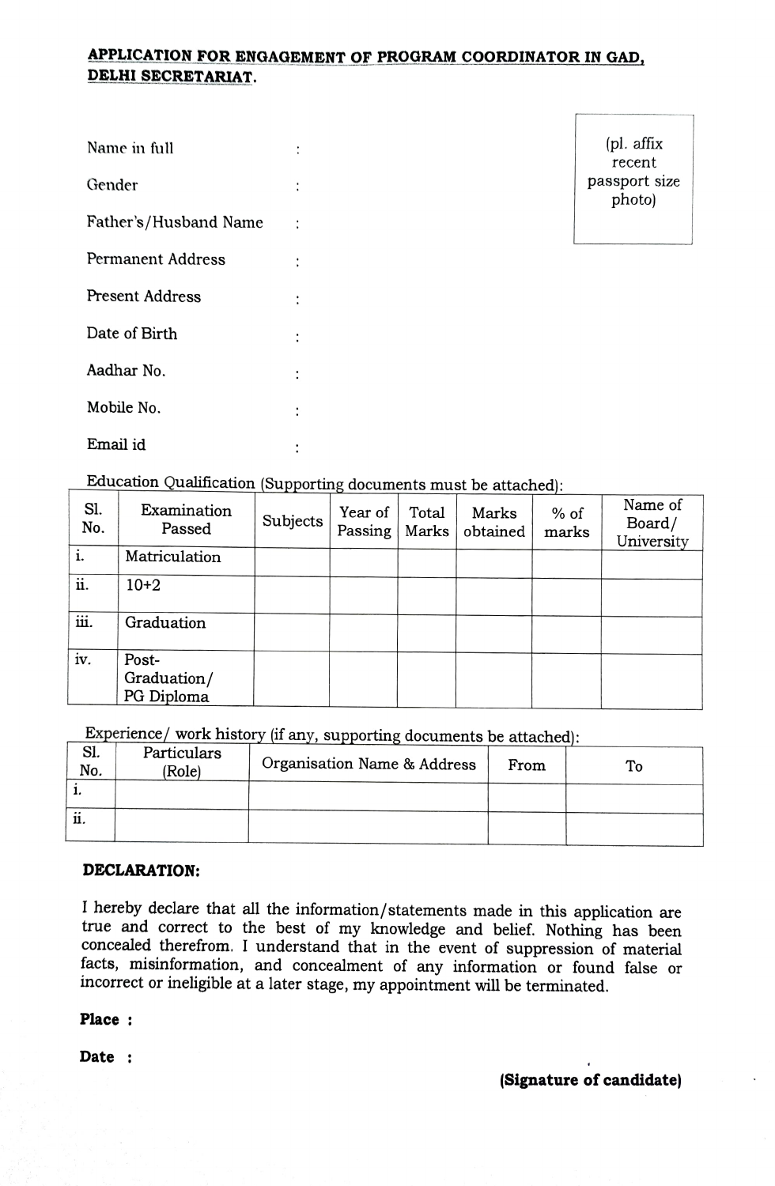# APPLICATION FOR ENGAGEMENT OF PROGRAM COORDINATOR IN GAD, DELHI SECRETARIAT.

(pl. affix recent passport size photo)

Name in full :

Gender :

Father's/Husband Name :

Permanent Address :

Present Address :

Date of Birth :

Aadhar No. :

Mobile No. :

Email id :

Education Qualification (Supporting documents must be attached):

| Sl. No. | Examination Passed | Subjects | Year of Passing | Total Marks | Marks obtained | % of marks | Name of Board/ University |
|---|---|---|---|---|---|---|---|
| i. | Matriculation | | | | | | |
| ii. | 10+2 | | | | | | |
| iii. | Graduation | | | | | | |
| iv. | Post-Graduation/ PG Diploma | | | | | | |

Experience/ work history (if any, supporting documents be attached):

| Sl. No. | Particulars (Role) | Organisation Name & Address | From | To |
|---|---|---|---|---|
| i. | | | | |
| ii. | | | | |

**DECLARATION:**

I hereby declare that all the information/statements made in this application are true and correct to the best of my knowledge and belief. Nothing has been concealed therefrom. I understand that in the event of suppression of material facts, misinformation, and concealment of any information or found false or incorrect or ineligible at a later stage, my appointment will be terminated.

**Place :**

**Date :**

**(Signature of candidate)**